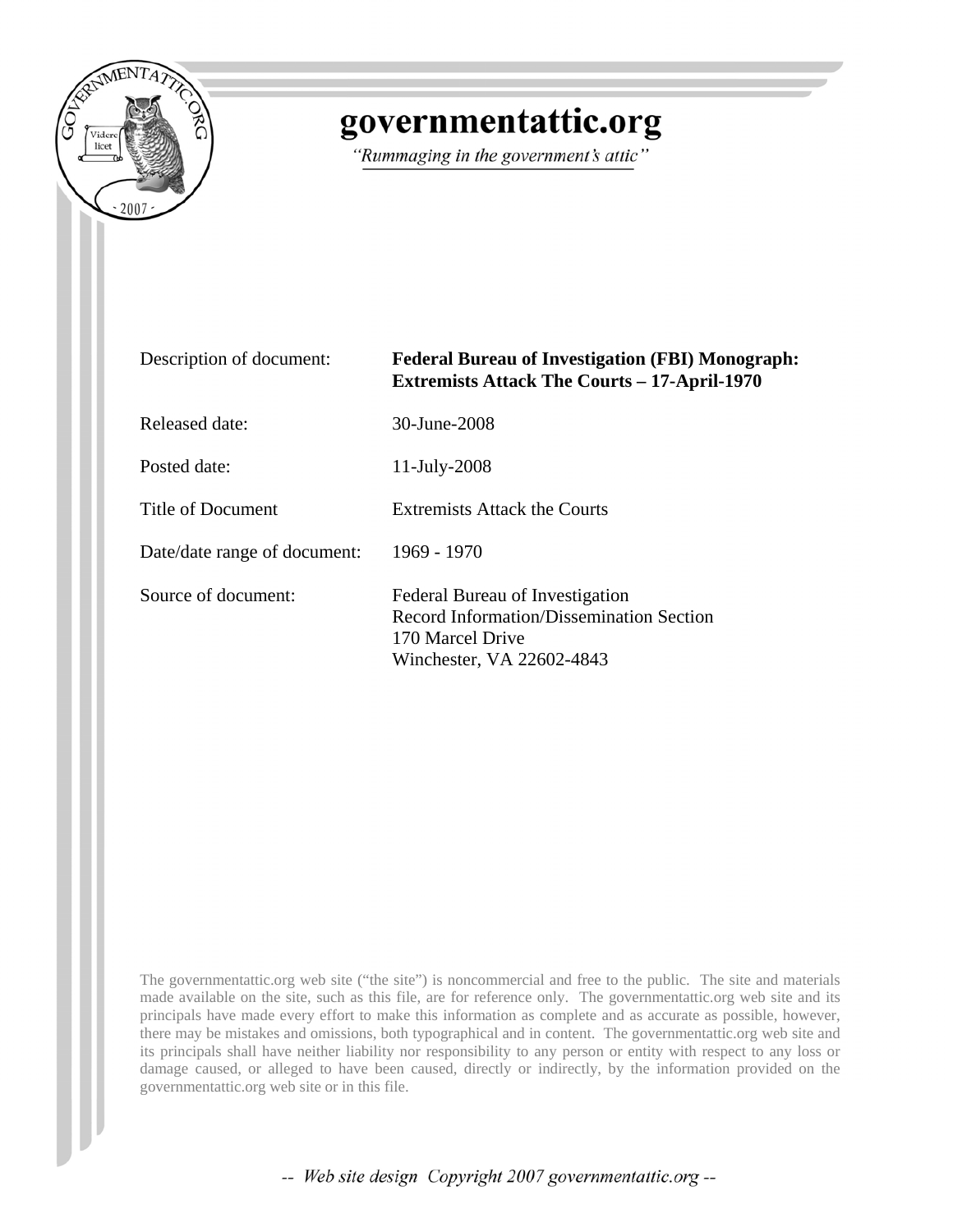# governmentattic.org

*"Rummaging in the government's attic"*

| | |
|---|---|
| Description of document: | **Federal Bureau of Investigation (FBI) Monograph: Extremists Attack The Courts – 17-April-1970** |
| Released date: | 30-June-2008 |
| Posted date: | 11-July-2008 |
| Title of Document | Extremists Attack the Courts |
| Date/date range of document: | 1969 - 1970 |
| Source of document: | Federal Bureau of Investigation<br>Record Information/Dissemination Section<br>170 Marcel Drive<br>Winchester, VA 22602-4843 |

The governmentattic.org web site ("the site") is noncommercial and free to the public. The site and materials made available on the site, such as this file, are for reference only. The governmentattic.org web site and its principals have made every effort to make this information as complete and as accurate as possible, however, there may be mistakes and omissions, both typographical and in content. The governmentattic.org web site and its principals shall have neither liability nor responsibility to any person or entity with respect to any loss or damage caused, or alleged to have been caused, directly or indirectly, by the information provided on the governmentattic.org web site or in this file.

*-- Web site design Copyright 2007 governmentattic.org --*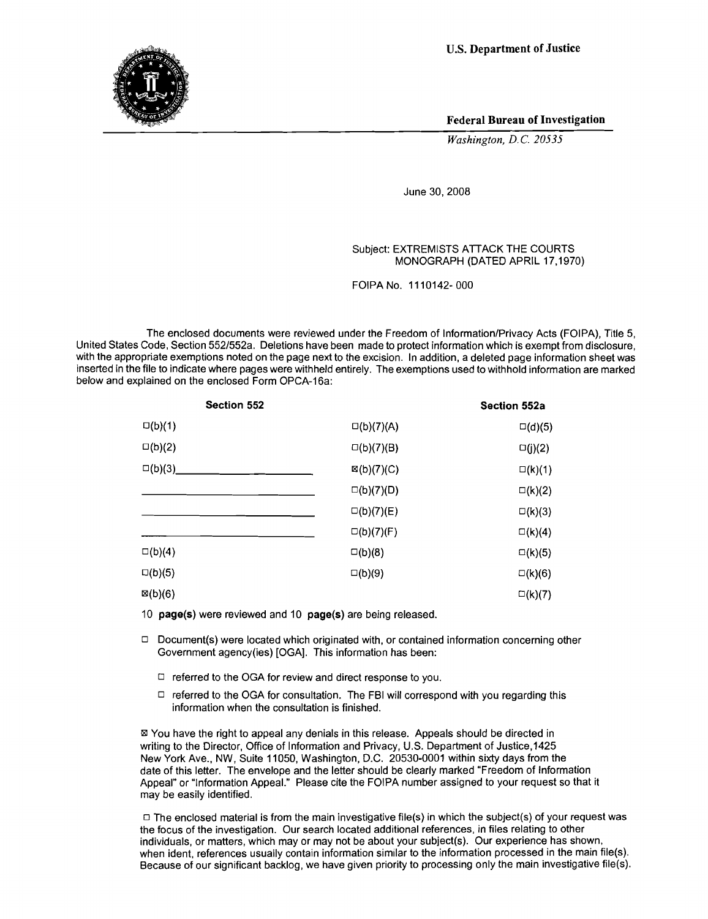**U.S. Department of Justice**

**Federal Bureau of Investigation**

*Washington, D.C. 20535*

June 30, 2008

Subject: EXTREMISTS ATTACK THE COURTS
MONOGRAPH (DATED APRIL 17,1970)

FOIPA No. 1110142- 000

The enclosed documents were reviewed under the Freedom of Information/Privacy Acts (FOIPA), Title 5, United States Code, Section 552/552a. Deletions have been made to protect information which is exempt from disclosure, with the appropriate exemptions noted on the page next to the excision. In addition, a deleted page information sheet was inserted in the file to indicate where pages were withheld entirely. The exemptions used to withhold information are marked below and explained on the enclosed Form OPCA-16a:

| **Section 552** | | **Section 552a** |
|---|---|---|
| ☐(b)(1) | ☐(b)(7)(A) | ☐(d)(5) |
| ☐(b)(2) | ☐(b)(7)(B) | ☐(j)(2) |
| ☐(b)(3)________ | ☒(b)(7)(C) | ☐(k)(1) |
| ________ | ☐(b)(7)(D) | ☐(k)(2) |
| ________ | ☐(b)(7)(E) | ☐(k)(3) |
| ________ | ☐(b)(7)(F) | ☐(k)(4) |
| ☐(b)(4) | ☐(b)(8) | ☐(k)(5) |
| ☐(b)(5) | ☐(b)(9) | ☐(k)(6) |
| ☒(b)(6) | | ☐(k)(7) |

10 **page(s)** were reviewed and 10 **page(s)** are being released.

☐ Document(s) were located which originated with, or contained information concerning other Government agency(ies) [OGA]. This information has been:

- ☐ referred to the OGA for review and direct response to you.
- ☐ referred to the OGA for consultation. The FBI will correspond with you regarding this information when the consultation is finished.

☒ You have the right to appeal any denials in this release. Appeals should be directed in writing to the Director, Office of Information and Privacy, U.S. Department of Justice,1425 New York Ave., NW, Suite 11050, Washington, D.C. 20530-0001 within sixty days from the date of this letter. The envelope and the letter should be clearly marked "Freedom of Information Appeal" or "Information Appeal." Please cite the FOIPA number assigned to your request so that it may be easily identified.

☐ The enclosed material is from the main investigative file(s) in which the subject(s) of your request was the focus of the investigation. Our search located additional references, in files relating to other individuals, or matters, which may or may not be about your subject(s). Our experience has shown, when ident, references usually contain information similar to the information processed in the main file(s). Because of our significant backlog, we have given priority to processing only the main investigative file(s).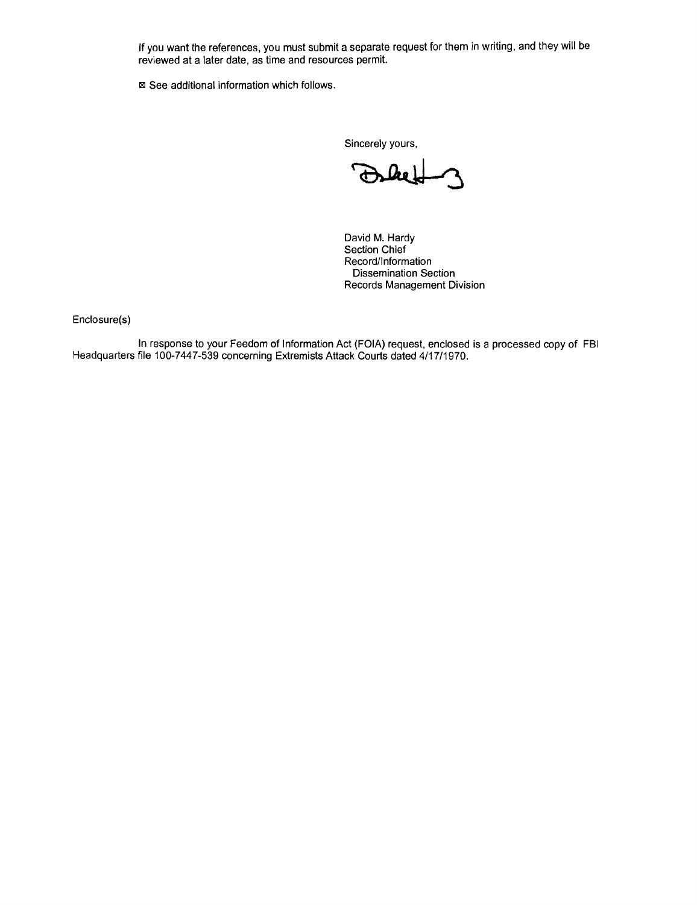If you want the references, you must submit a separate request for them in writing, and they will be reviewed at a later date, as time and resources permit.

☒ See additional information which follows.

Sincerely yours,

David M. Hardy
Section Chief
Record/Information
Dissemination Section
Records Management Division

Enclosure(s)

In response to your Feedom of Information Act (FOIA) request, enclosed is a processed copy of FBI Headquarters file 100-7447-539 concerning Extremists Attack Courts dated 4/17/1970.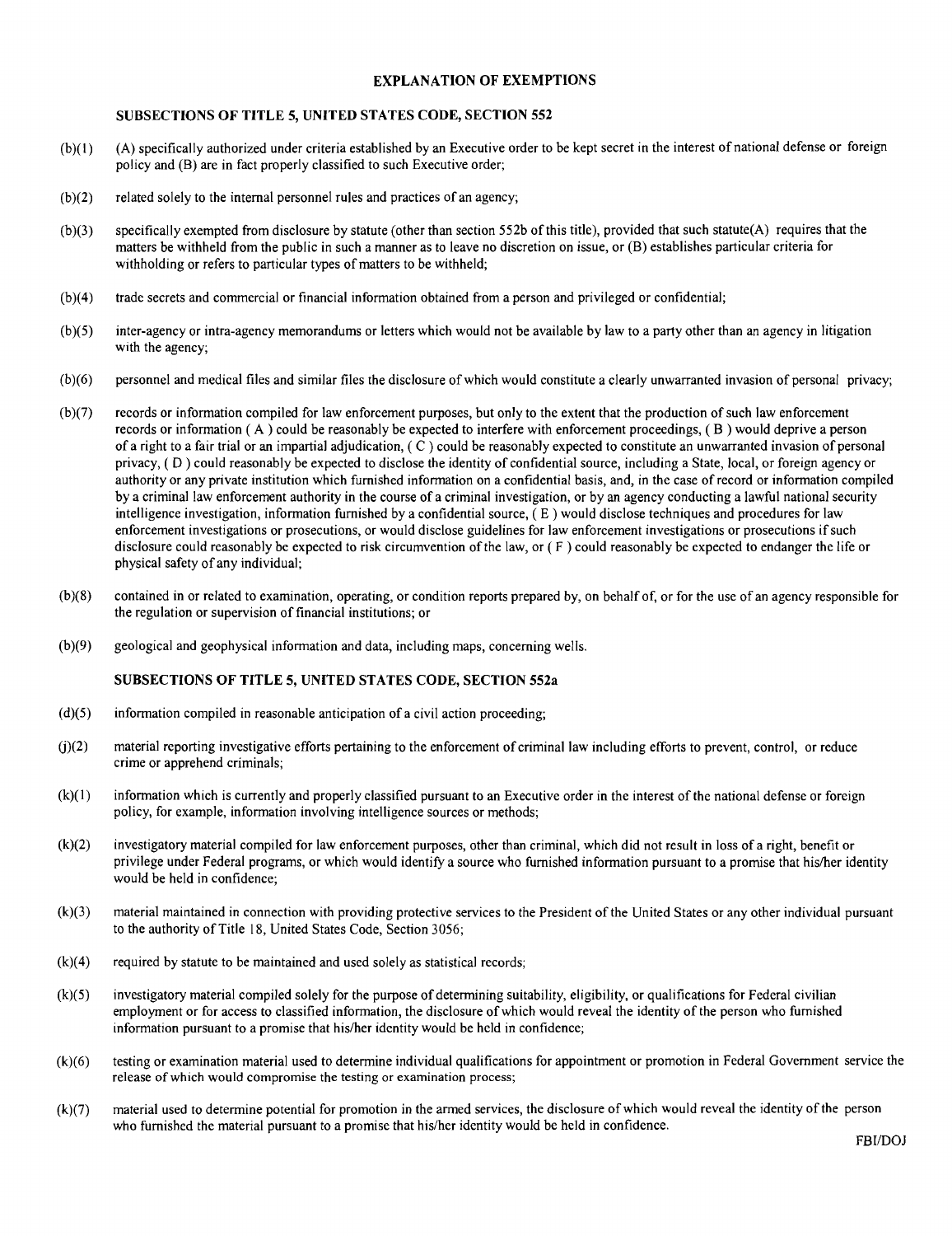## EXPLANATION OF EXEMPTIONS

### SUBSECTIONS OF TITLE 5, UNITED STATES CODE, SECTION 552

(b)(1) (A) specifically authorized under criteria established by an Executive order to be kept secret in the interest of national defense or foreign policy and (B) are in fact properly classified to such Executive order;

(b)(2) related solely to the internal personnel rules and practices of an agency;

(b)(3) specifically exempted from disclosure by statute (other than section 552b of this title), provided that such statute(A) requires that the matters be withheld from the public in such a manner as to leave no discretion on issue, or (B) establishes particular criteria for withholding or refers to particular types of matters to be withheld;

(b)(4) trade secrets and commercial or financial information obtained from a person and privileged or confidential;

(b)(5) inter-agency or intra-agency memorandums or letters which would not be available by law to a party other than an agency in litigation with the agency;

(b)(6) personnel and medical files and similar files the disclosure of which would constitute a clearly unwarranted invasion of personal privacy;

(b)(7) records or information compiled for law enforcement purposes, but only to the extent that the production of such law enforcement records or information ( A ) could be reasonably be expected to interfere with enforcement proceedings, ( B ) would deprive a person of a right to a fair trial or an impartial adjudication, ( C ) could be reasonably expected to constitute an unwarranted invasion of personal privacy, ( D ) could reasonably be expected to disclose the identity of confidential source, including a State, local, or foreign agency or authority or any private institution which furnished information on a confidential basis, and, in the case of record or information compiled by a criminal law enforcement authority in the course of a criminal investigation, or by an agency conducting a lawful national security intelligence investigation, information furnished by a confidential source, ( E ) would disclose techniques and procedures for law enforcement investigations or prosecutions, or would disclose guidelines for law enforcement investigations or prosecutions if such disclosure could reasonably be expected to risk circumvention of the law, or ( F ) could reasonably be expected to endanger the life or physical safety of any individual;

(b)(8) contained in or related to examination, operating, or condition reports prepared by, on behalf of, or for the use of an agency responsible for the regulation or supervision of financial institutions; or

(b)(9) geological and geophysical information and data, including maps, concerning wells.

### SUBSECTIONS OF TITLE 5, UNITED STATES CODE, SECTION 552a

(d)(5) information compiled in reasonable anticipation of a civil action proceeding;

(j)(2) material reporting investigative efforts pertaining to the enforcement of criminal law including efforts to prevent, control, or reduce crime or apprehend criminals;

(k)(1) information which is currently and properly classified pursuant to an Executive order in the interest of the national defense or foreign policy, for example, information involving intelligence sources or methods;

(k)(2) investigatory material compiled for law enforcement purposes, other than criminal, which did not result in loss of a right, benefit or privilege under Federal programs, or which would identify a source who furnished information pursuant to a promise that his/her identity would be held in confidence;

(k)(3) material maintained in connection with providing protective services to the President of the United States or any other individual pursuant to the authority of Title 18, United States Code, Section 3056;

(k)(4) required by statute to be maintained and used solely as statistical records;

(k)(5) investigatory material compiled solely for the purpose of determining suitability, eligibility, or qualifications for Federal civilian employment or for access to classified information, the disclosure of which would reveal the identity of the person who furnished information pursuant to a promise that his/her identity would be held in confidence;

(k)(6) testing or examination material used to determine individual qualifications for appointment or promotion in Federal Government service the release of which would compromise the testing or examination process;

(k)(7) material used to determine potential for promotion in the armed services, the disclosure of which would reveal the identity of the person who furnished the material pursuant to a promise that his/her identity would be held in confidence.

FBI/DOJ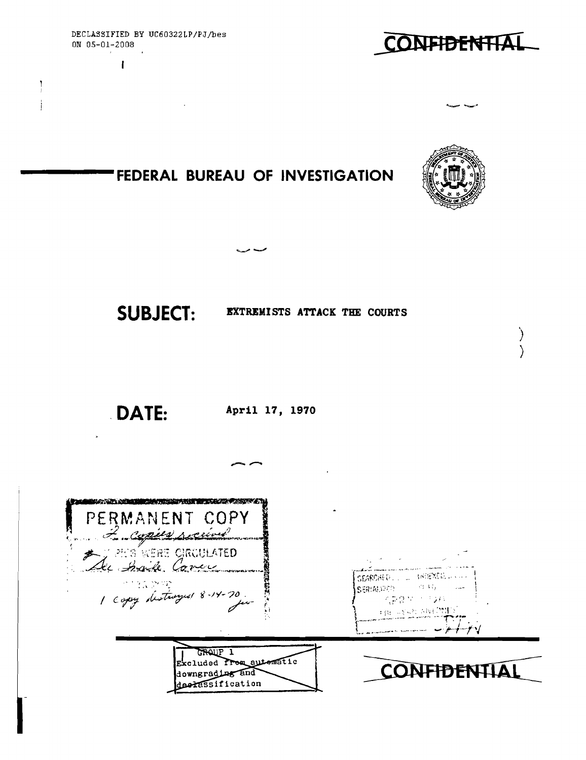DECLASSIFIED BY UC60322LP/PJ/bes
ON 05-01-2008

~~CONFIDENTIAL~~

# FEDERAL BUREAU OF INVESTIGATION

**SUBJECT:** EXTREMISTS ATTACK THE COURTS

**DATE:** April 17, 1970

PERMANENT COPY
2 copies received
WERE CIRCULATED
See Inside Cover
1 copy destroyed 8-14-70

SEARCHED INDEXED
SERIALIZED FILED

GROUP 1
~~Excluded from automatic downgrading and declassification~~

~~CONFIDENTIAL~~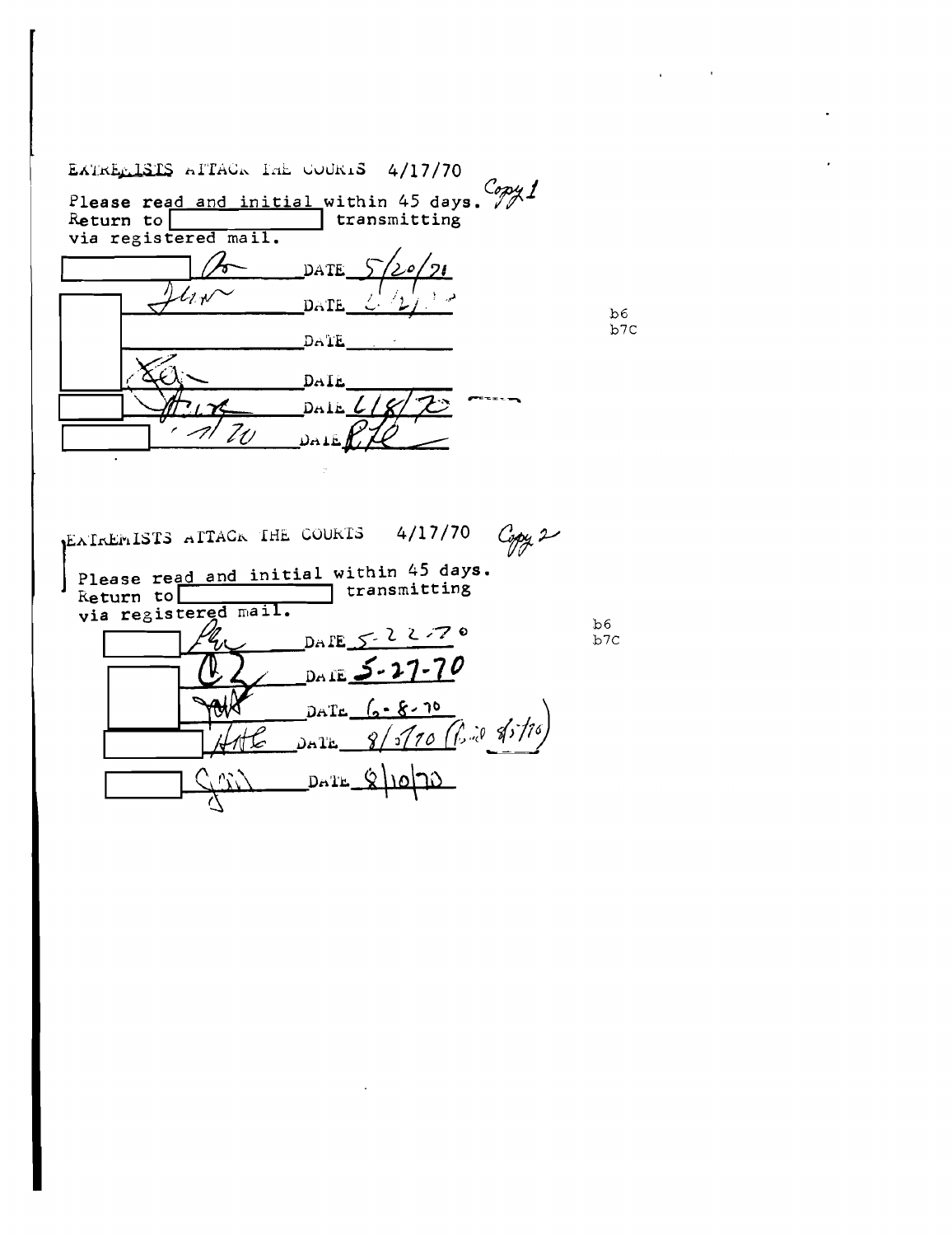EXTREMISTS ATTACK THE COURTS 4/17/70

Please read and initial within 45 days. *Copy 1*
Return to [redacted] transmitting
via registered mail.

| | Initials | Date |
|---|---|---|
| [redacted] | | DATE 5/20/70 |
| [redacted] | | DATE |
| | | DATE |
| | | DATE |
| [redacted] | | DATE 6/8/70 |
| [redacted] | | DATE |

b6
b7C

EXTREMISTS ATTACK THE COURTS 4/17/70 *Copy 2*

Please read and initial within 45 days.
Return to [redacted] transmitting
via registered mail.

| | Initials | Date |
|---|---|---|
| [redacted] | | DATE 5-22-70 |
| [redacted] | | DATE 5-27-70 |
| | | DATE 6-8-70 |
| [redacted] | | DATE 8/5/70 |
| [redacted] | | DATE 8/10/70 |

b6
b7C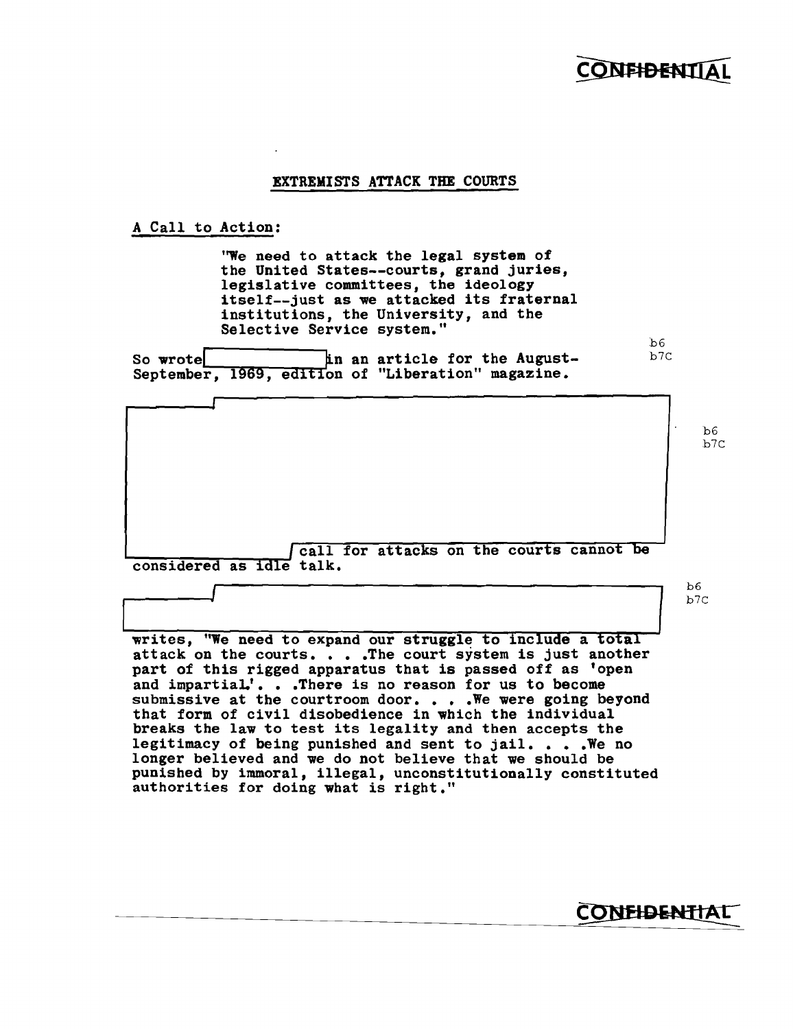CONFIDENTIAL

## EXTREMISTS ATTACK THE COURTS

**A Call to Action:**

> "We need to attack the legal system of the United States--courts, grand juries, legislative committees, the ideology itself--just as we attacked its fraternal institutions, the University, and the Selective Service system."

So wrote [redacted] in an article for the August-September, 1969, edition of "Liberation" magazine. b6 b7C

[redacted] b6 b7C

[redacted] call for attacks on the courts cannot be considered as idle talk.

[redacted] b6 b7C

writes, "We need to expand our struggle to include a total attack on the courts. . . .The court system is just another part of this rigged apparatus that is passed off as 'open and impartial'. . .There is no reason for us to become submissive at the courtroom door. . . .We were going beyond that form of civil disobedience in which the individual breaks the law to test its legality and then accepts the legitimacy of being punished and sent to jail. . . .We no longer believed and we do not believe that we should be punished by immoral, illegal, unconstitutionally constituted authorities for doing what is right."

CONFIDENTIAL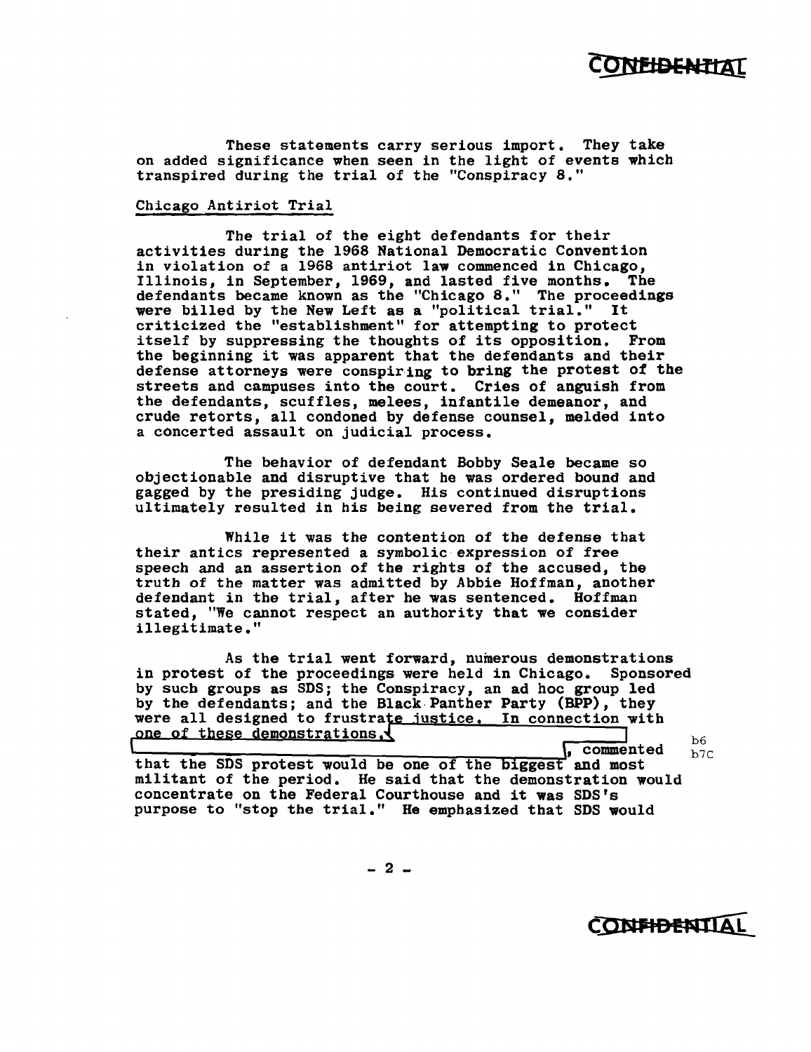CONFIDENTIAL

These statements carry serious import. They take on added significance when seen in the light of events which transpired during the trial of the "Conspiracy 8."

Chicago Antiriot Trial

The trial of the eight defendants for their activities during the 1968 National Democratic Convention in violation of a 1968 antiriot law commenced in Chicago, Illinois, in September, 1969, and lasted five months. The defendants became known as the "Chicago 8." The proceedings were billed by the New Left as a "political trial." It criticized the "establishment" for attempting to protect itself by suppressing the thoughts of its opposition. From the beginning it was apparent that the defendants and their defense attorneys were conspiring to bring the protest of the streets and campuses into the court. Cries of anguish from the defendants, scuffles, melees, infantile demeanor, and crude retorts, all condoned by defense counsel, melded into a concerted assault on judicial process.

The behavior of defendant Bobby Seale became so objectionable and disruptive that he was ordered bound and gagged by the presiding judge. His continued disruptions ultimately resulted in his being severed from the trial.

While it was the contention of the defense that their antics represented a symbolic expression of free speech and an assertion of the rights of the accused, the truth of the matter was admitted by Abbie Hoffman, another defendant in the trial, after he was sentenced. Hoffman stated, "We cannot respect an authority that we consider illegitimate."

As the trial went forward, numerous demonstrations in protest of the proceedings were held in Chicago. Sponsored by such groups as SDS; the Conspiracy, an ad hoc group led by the defendants; and the Black Panther Party (BPP), they were all designed to frustrate justice. In connection with one of these demonstrations, [redacted], commented that the SDS protest would be one of the biggest and most militant of the period. He said that the demonstration would concentrate on the Federal Courthouse and it was SDS's purpose to "stop the trial." He emphasized that SDS would

b6
b7C

CONFIDENTIAL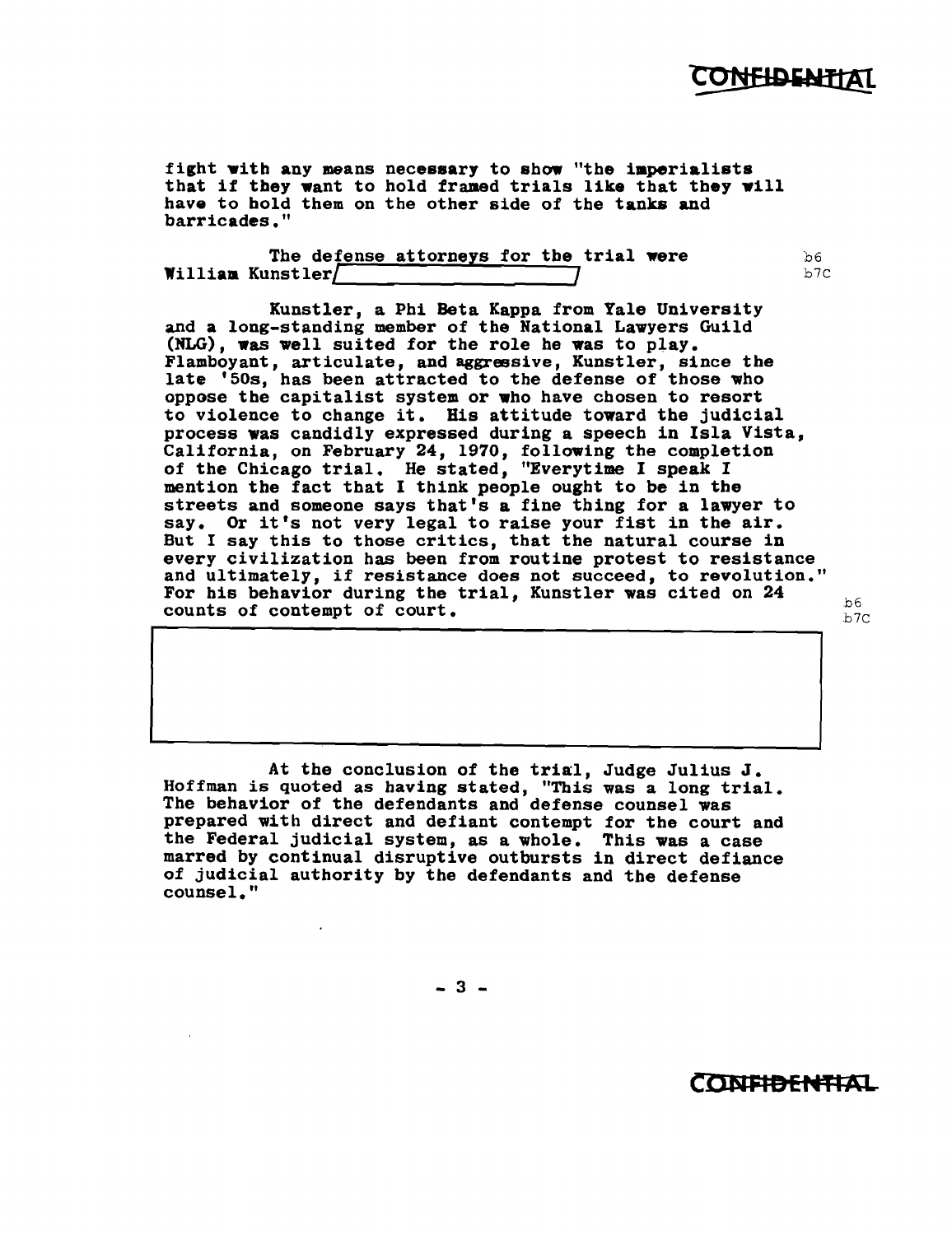fight with any means necessary to show "the imperialists that if they want to hold framed trials like that they will have to hold them on the other side of the tanks and barricades."

The defense attorneys for the trial were William Kunstler/ [redacted] b6 b7C

Kunstler, a Phi Beta Kappa from Yale University and a long-standing member of the National Lawyers Guild (NLG), was well suited for the role he was to play. Flamboyant, articulate, and aggressive, Kunstler, since the late '50s, has been attracted to the defense of those who oppose the capitalist system or who have chosen to resort to violence to change it. His attitude toward the judicial process was candidly expressed during a speech in Isla Vista, California, on February 24, 1970, following the completion of the Chicago trial. He stated, "Everytime I speak I mention the fact that I think people ought to be in the streets and someone says that's a fine thing for a lawyer to say. Or it's not very legal to raise your fist in the air. But I say this to those critics, that the natural course in every civilization has been from routine protest to resistance and ultimately, if resistance does not succeed, to revolution." For his behavior during the trial, Kunstler was cited on 24 counts of contempt of court.

[redacted] b6 b7C

At the conclusion of the trial, Judge Julius J. Hoffman is quoted as having stated, "This was a long trial. The behavior of the defendants and defense counsel was prepared with direct and defiant contempt for the court and the Federal judicial system, as a whole. This was a case marred by continual disruptive outbursts in direct defiance of judicial authority by the defendants and the defense counsel."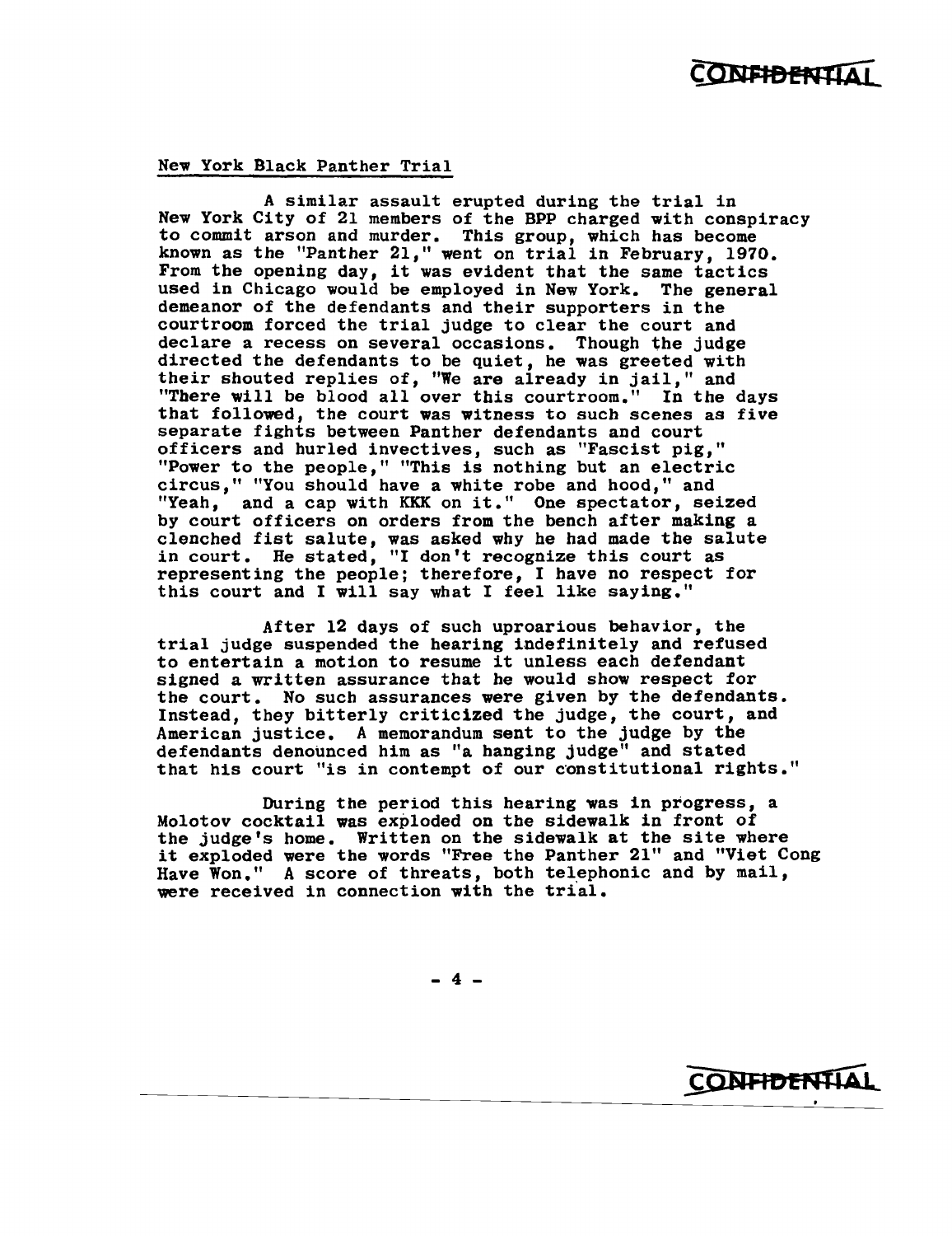## New York Black Panther Trial

A similar assault erupted during the trial in New York City of 21 members of the BPP charged with conspiracy to commit arson and murder. This group, which has become known as the "Panther 21," went on trial in February, 1970. From the opening day, it was evident that the same tactics used in Chicago would be employed in New York. The general demeanor of the defendants and their supporters in the courtroom forced the trial judge to clear the court and declare a recess on several occasions. Though the judge directed the defendants to be quiet, he was greeted with their shouted replies of, "We are already in jail," and "There will be blood all over this courtroom." In the days that followed, the court was witness to such scenes as five separate fights between Panther defendants and court officers and hurled invectives, such as "Fascist pig," "Power to the people," "This is nothing but an electric circus," "You should have a white robe and hood," and "Yeah, and a cap with KKK on it." One spectator, seized by court officers on orders from the bench after making a clenched fist salute, was asked why he had made the salute in court. He stated, "I don't recognize this court as representing the people; therefore, I have no respect for this court and I will say what I feel like saying."

After 12 days of such uproarious behavior, the trial judge suspended the hearing indefinitely and refused to entertain a motion to resume it unless each defendant signed a written assurance that he would show respect for the court. No such assurances were given by the defendants. Instead, they bitterly criticized the judge, the court, and American justice. A memorandum sent to the judge by the defendants denounced him as "a hanging judge" and stated that his court "is in contempt of our constitutional rights."

During the period this hearing was in progress, a Molotov cocktail was exploded on the sidewalk in front of the judge's home. Written on the sidewalk at the site where it exploded were the words "Free the Panther 21" and "Viet Cong Have Won." A score of threats, both telephonic and by mail, were received in connection with the trial.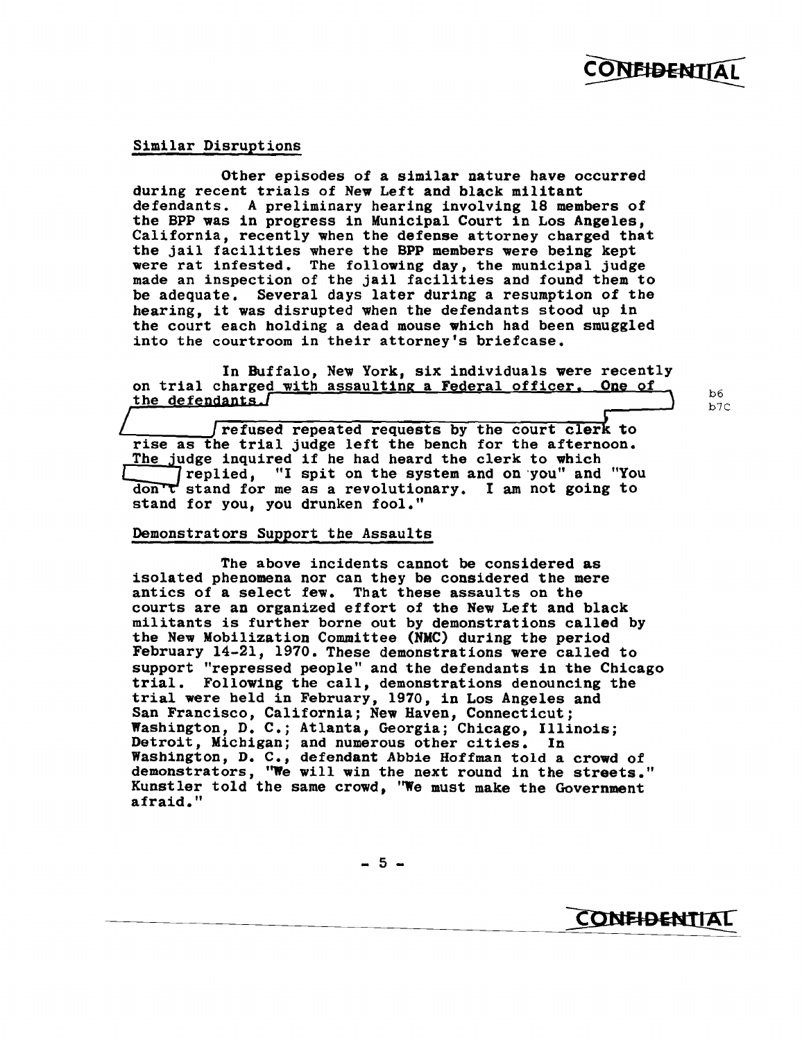### Similar Disruptions

Other episodes of a similar nature have occurred during recent trials of New Left and black militant defendants. A preliminary hearing involving 18 members of the BPP was in progress in Municipal Court in Los Angeles, California, recently when the defense attorney charged that the jail facilities where the BPP members were being kept were rat infested. The following day, the municipal judge made an inspection of the jail facilities and found them to be adequate. Several days later during a resumption of the hearing, it was disrupted when the defendants stood up in the court each holding a dead mouse which had been smuggled into the courtroom in their attorney's briefcase.

In Buffalo, New York, six individuals were recently on trial charged with assaulting a Federal officer. One of the defendants, [redacted] refused repeated requests by the court clerk to rise as the trial judge left the bench for the afternoon. The judge inquired if he had heard the clerk to which [redacted] replied, "I spit on the system and on you" and "You don't stand for me as a revolutionary. I am not going to stand for you, you drunken fool."

b6
b7C

### Demonstrators Support the Assaults

The above incidents cannot be considered as isolated phenomena nor can they be considered the mere antics of a select few. That these assaults on the courts are an organized effort of the New Left and black militants is further borne out by demonstrations called by the New Mobilization Committee (NMC) during the period February 14-21, 1970. These demonstrations were called to support "repressed people" and the defendants in the Chicago trial. Following the call, demonstrations denouncing the trial were held in February, 1970, in Los Angeles and San Francisco, California; New Haven, Connecticut; Washington, D. C.; Atlanta, Georgia; Chicago, Illinois; Detroit, Michigan; and numerous other cities. In Washington, D. C., defendant Abbie Hoffman told a crowd of demonstrators, "We will win the next round in the streets." Kunstler told the same crowd, "We must make the Government afraid."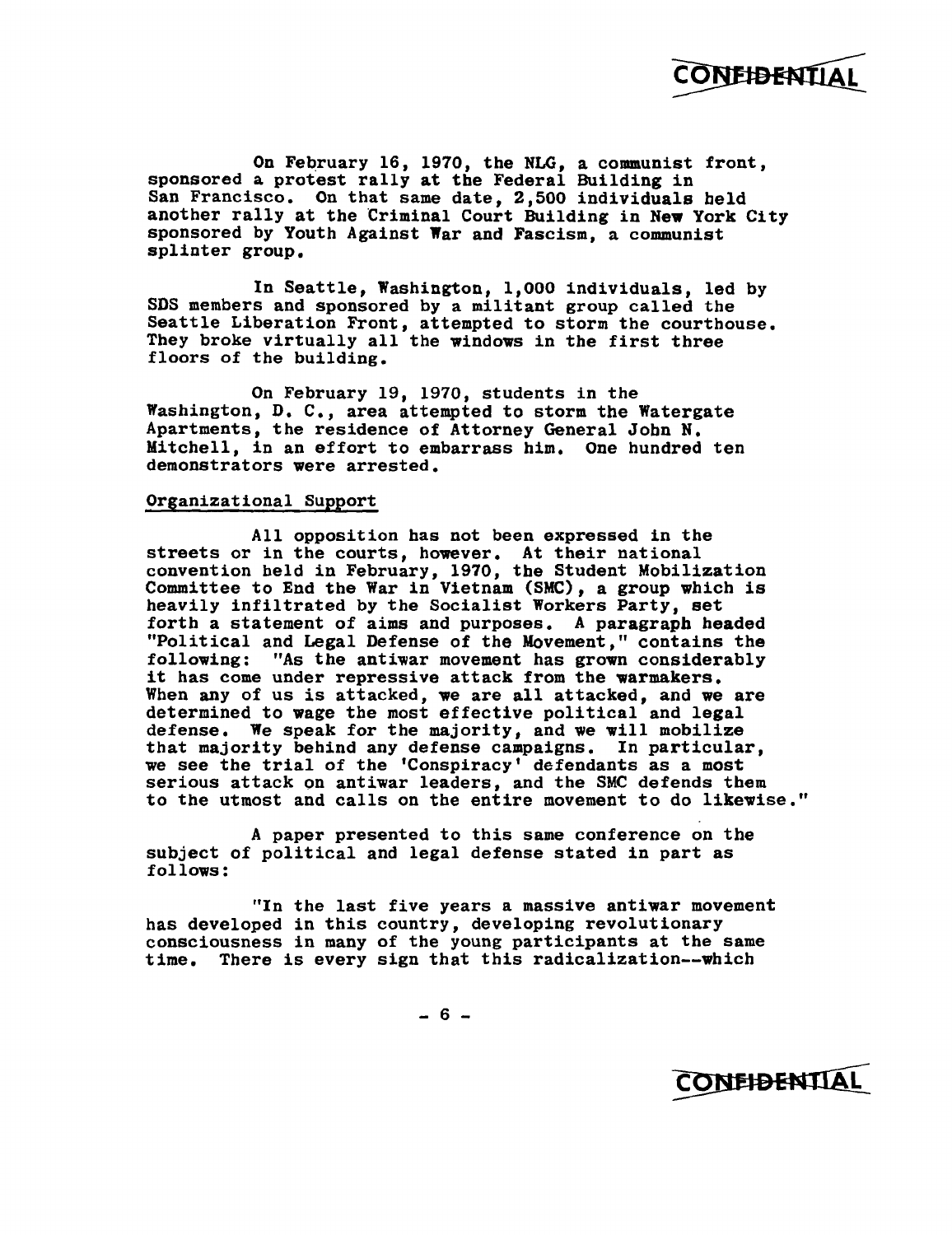On February 16, 1970, the NLG, a communist front, sponsored a protest rally at the Federal Building in San Francisco. On that same date, 2,500 individuals held another rally at the Criminal Court Building in New York City sponsored by Youth Against War and Fascism, a communist splinter group.

In Seattle, Washington, 1,000 individuals, led by SDS members and sponsored by a militant group called the Seattle Liberation Front, attempted to storm the courthouse. They broke virtually all the windows in the first three floors of the building.

On February 19, 1970, students in the Washington, D. C., area attempted to storm the Watergate Apartments, the residence of Attorney General John N. Mitchell, in an effort to embarrass him. One hundred ten demonstrators were arrested.

Organizational Support

All opposition has not been expressed in the streets or in the courts, however. At their national convention held in February, 1970, the Student Mobilization Committee to End the War in Vietnam (SMC), a group which is heavily infiltrated by the Socialist Workers Party, set forth a statement of aims and purposes. A paragraph headed "Political and Legal Defense of the Movement," contains the following: "As the antiwar movement has grown considerably it has come under repressive attack from the warmakers. When any of us is attacked, we are all attacked, and we are determined to wage the most effective political and legal defense. We speak for the majority, and we will mobilize that majority behind any defense campaigns. In particular, we see the trial of the 'Conspiracy' defendants as a most serious attack on antiwar leaders, and the SMC defends them to the utmost and calls on the entire movement to do likewise."

A paper presented to this same conference on the subject of political and legal defense stated in part as follows:

"In the last five years a massive antiwar movement has developed in this country, developing revolutionary consciousness in many of the young participants at the same time. There is every sign that this radicalization--which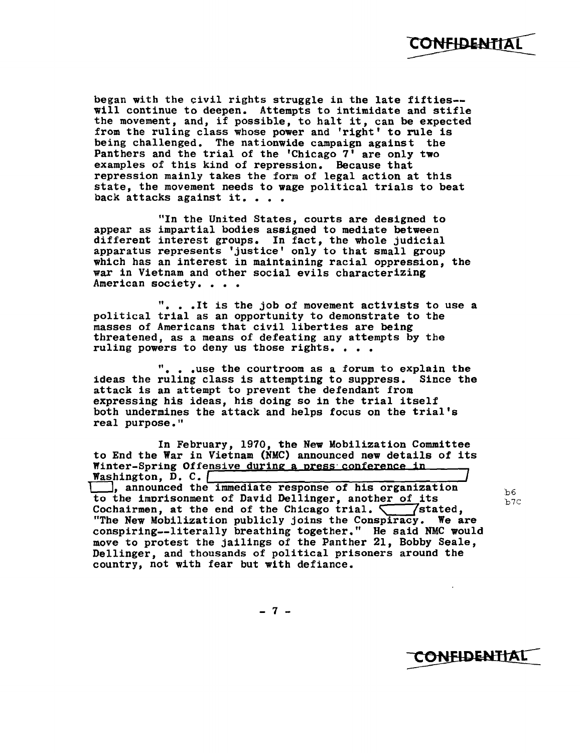CONFIDENTIAL

began with the civil rights struggle in the late fifties--will continue to deepen. Attempts to intimidate and stifle the movement, and, if possible, to halt it, can be expected from the ruling class whose power and 'right' to rule is being challenged. The nationwide campaign against the Panthers and the trial of the 'Chicago 7' are only two examples of this kind of repression. Because that repression mainly takes the form of legal action at this state, the movement needs to wage political trials to beat back attacks against it. . . .

"In the United States, courts are designed to appear as impartial bodies assigned to mediate between different interest groups. In fact, the whole judicial apparatus represents 'justice' only to that small group which has an interest in maintaining racial oppression, the war in Vietnam and other social evils characterizing American society. . . .

". . .It is the job of movement activists to use a political trial as an opportunity to demonstrate to the masses of Americans that civil liberties are being threatened, as a means of defeating any attempts by the ruling powers to deny us those rights. . . .

". . .use the courtroom as a forum to explain the ideas the ruling class is attempting to suppress. Since the attack is an attempt to prevent the defendant from expressing his ideas, his doing so in the trial itself both undermines the attack and helps focus on the trial's real purpose."

In February, 1970, the New Mobilization Committee to End the War in Vietnam (NMC) announced new details of its Winter-Spring Offensive during a press conference in Washington, D. C. [redacted], announced the immediate response of his organization to the imprisonment of David Dellinger, another of its Cochairmen, at the end of the Chicago trial. [redacted] stated, "The New Mobilization publicly joins the Conspiracy. We are conspiring--literally breathing together." He said NMC would move to protest the jailings of the Panther 21, Bobby Seale, Dellinger, and thousands of political prisoners around the country, not with fear but with defiance.

b6
b7C

CONFIDENTIAL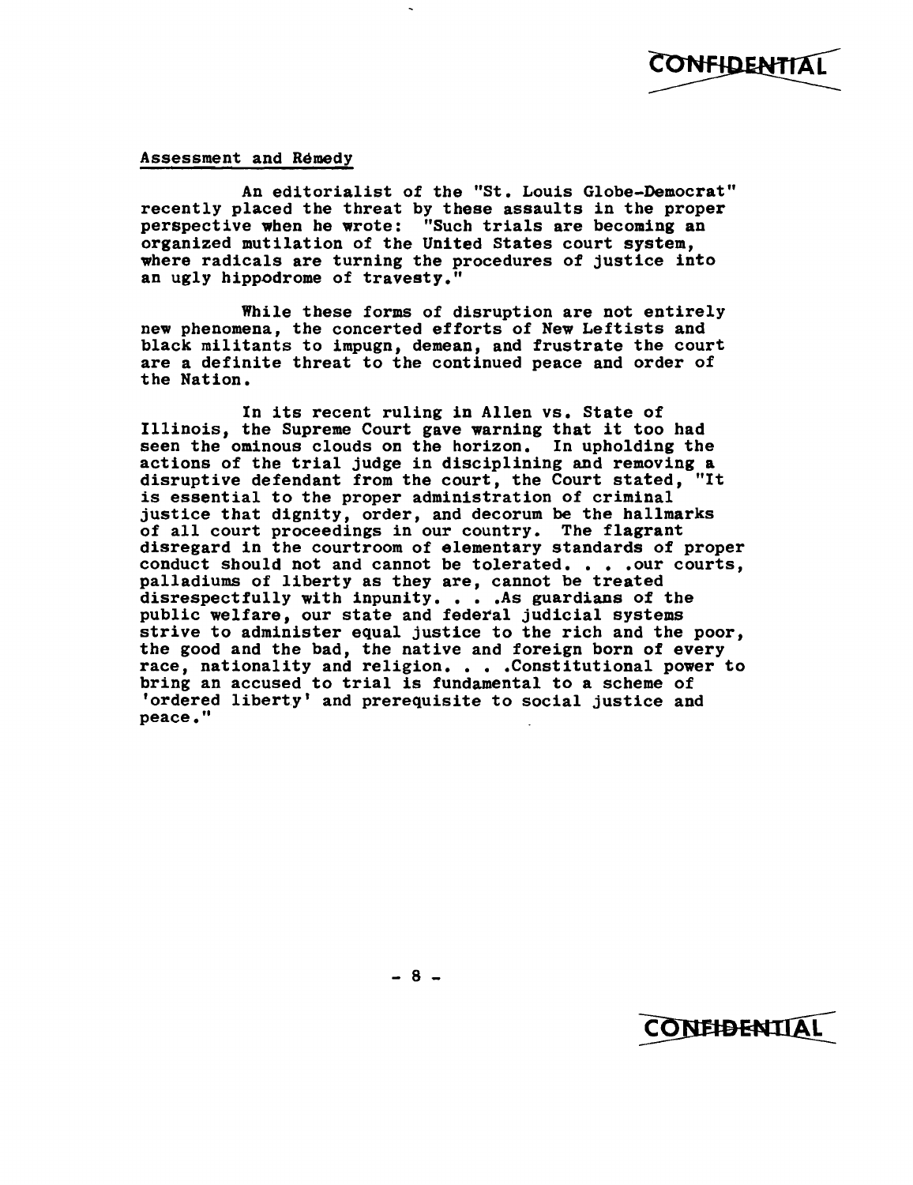## Assessment and Rémedy

An editorialist of the "St. Louis Globe-Democrat" recently placed the threat by these assaults in the proper perspective when he wrote: "Such trials are becoming an organized mutilation of the United States court system, where radicals are turning the procedures of justice into an ugly hippodrome of travesty."

While these forms of disruption are not entirely new phenomena, the concerted efforts of New Leftists and black militants to impugn, demean, and frustrate the court are a definite threat to the continued peace and order of the Nation.

In its recent ruling in Allen vs. State of Illinois, the Supreme Court gave warning that it too had seen the ominous clouds on the horizon. In upholding the actions of the trial judge in disciplining and removing a disruptive defendant from the court, the Court stated, "It is essential to the proper administration of criminal justice that dignity, order, and decorum be the hallmarks of all court proceedings in our country. The flagrant disregard in the courtroom of elementary standards of proper conduct should not and cannot be tolerated. . . .our courts, palladiums of liberty as they are, cannot be treated disrespectfully with inpunity. . . .As guardians of the public welfare, our state and federal judicial systems strive to administer equal justice to the rich and the poor, the good and the bad, the native and foreign born of every race, nationality and religion. . . .Constitutional power to bring an accused to trial is fundamental to a scheme of 'ordered liberty' and prerequisite to social justice and peace."